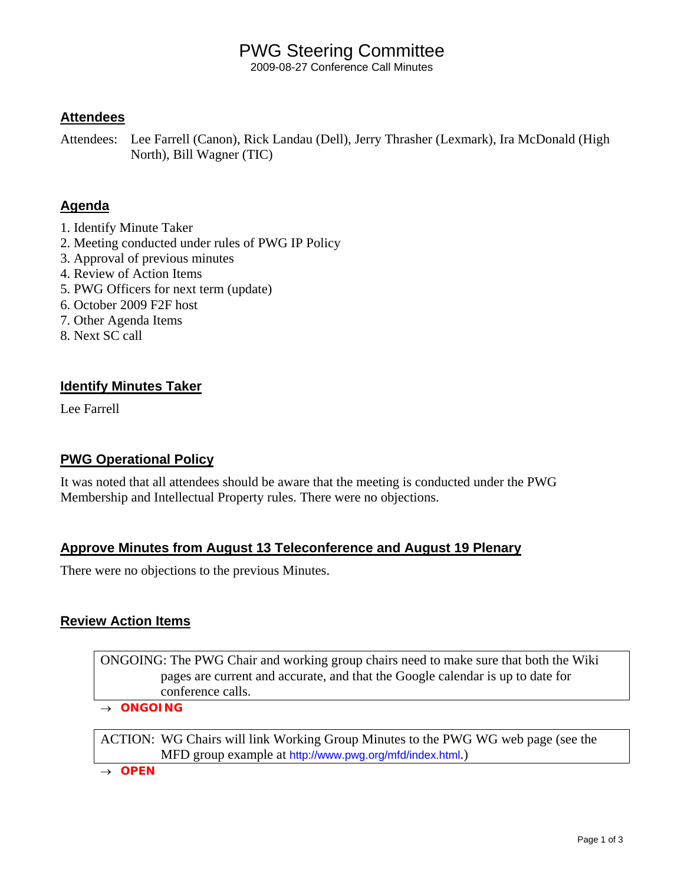# PWG Steering Committee

2009-08-27 Conference Call Minutes

## Attendees

Attendees: Lee Farrell (Canon), Rick Landau (Dell), Jerry Thrasher (Lexmark), Ira McDonald (High North), Bill Wagner (TIC)

## Agenda

1. Identify Minute Taker
2. Meeting conducted under rules of PWG IP Policy
3. Approval of previous minutes
4. Review of Action Items
5. PWG Officers for next term (update)
6. October 2009 F2F host
7. Other Agenda Items
8. Next SC call

## Identify Minutes Taker

Lee Farrell

## PWG Operational Policy

It was noted that all attendees should be aware that the meeting is conducted under the PWG Membership and Intellectual Property rules. There were no objections.

## Approve Minutes from August 13 Teleconference and August 19 Plenary

There were no objections to the previous Minutes.

## Review Action Items

ONGOING: The PWG Chair and working group chairs need to make sure that both the Wiki pages are current and accurate, and that the Google calendar is up to date for conference calls.

→ **ONGOING**

ACTION: WG Chairs will link Working Group Minutes to the PWG WG web page (see the MFD group example at http://www.pwg.org/mfd/index.html.)

→ **OPEN**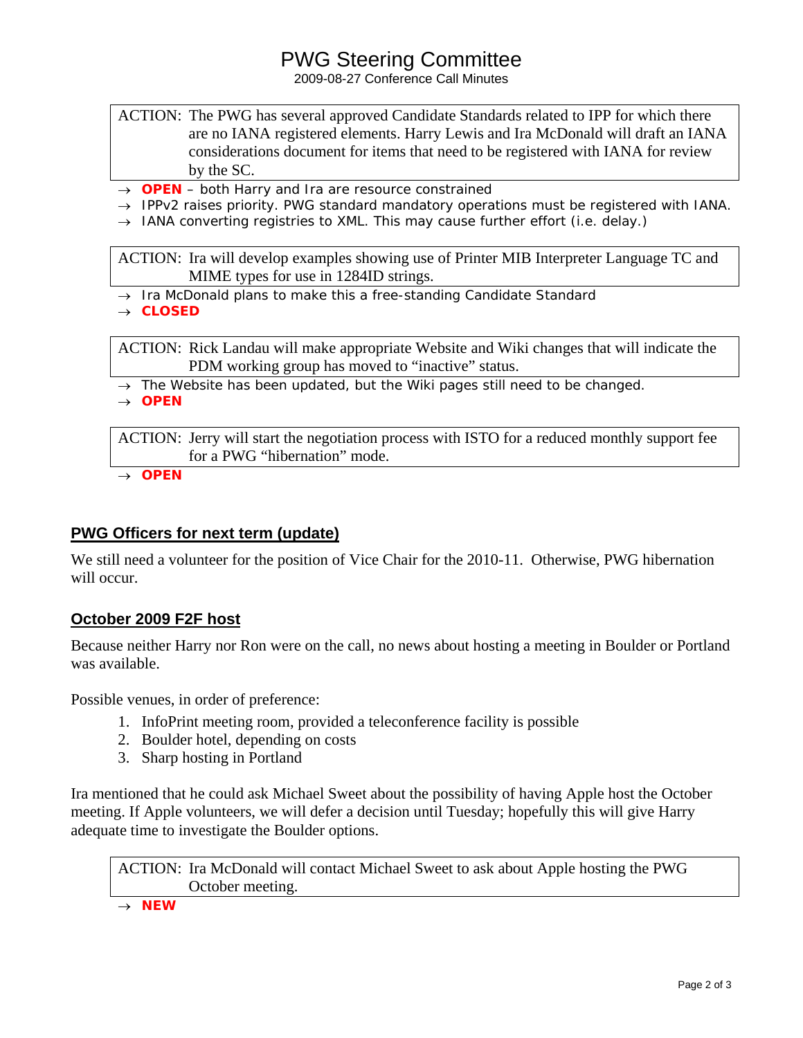ACTION: The PWG has several approved Candidate Standards related to IPP for which there are no IANA registered elements. Harry Lewis and Ira McDonald will draft an IANA considerations document for items that need to be registered with IANA for review by the SC.

→ **OPEN** – both Harry and Ira are resource constrained
→ IPPv2 raises priority. PWG standard mandatory operations must be registered with IANA.
→ IANA converting registries to XML. This may cause further effort (i.e. delay.)

ACTION: Ira will develop examples showing use of Printer MIB Interpreter Language TC and MIME types for use in 1284ID strings.

→ Ira McDonald plans to make this a free-standing Candidate Standard
→ **CLOSED**

ACTION: Rick Landau will make appropriate Website and Wiki changes that will indicate the PDM working group has moved to "inactive" status.

→ The Website has been updated, but the Wiki pages still need to be changed.
→ **OPEN**

ACTION: Jerry will start the negotiation process with ISTO for a reduced monthly support fee for a PWG "hibernation" mode.

→ **OPEN**

## PWG Officers for next term (update)

We still need a volunteer for the position of Vice Chair for the 2010-11. Otherwise, PWG hibernation will occur.

## October 2009 F2F host

Because neither Harry nor Ron were on the call, no news about hosting a meeting in Boulder or Portland was available.

Possible venues, in order of preference:

1. InfoPrint meeting room, provided a teleconference facility is possible
2. Boulder hotel, depending on costs
3. Sharp hosting in Portland

Ira mentioned that he could ask Michael Sweet about the possibility of having Apple host the October meeting. If Apple volunteers, we will defer a decision until Tuesday; hopefully this will give Harry adequate time to investigate the Boulder options.

ACTION: Ira McDonald will contact Michael Sweet to ask about Apple hosting the PWG October meeting.

→ **NEW**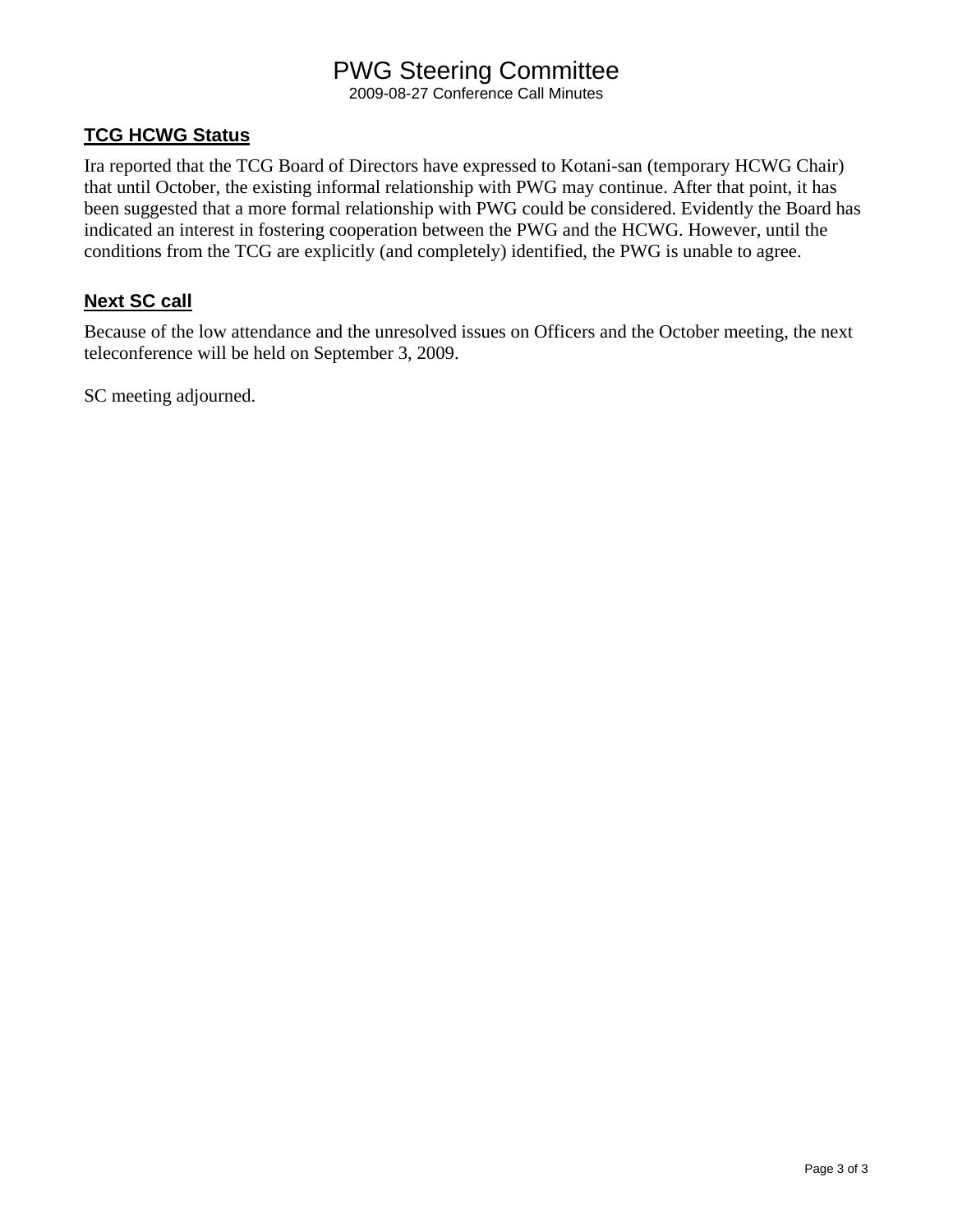## TCG HCWG Status

Ira reported that the TCG Board of Directors have expressed to Kotani-san (temporary HCWG Chair) that until October, the existing informal relationship with PWG may continue. After that point, it has been suggested that a more formal relationship with PWG could be considered. Evidently the Board has indicated an interest in fostering cooperation between the PWG and the HCWG. However, until the conditions from the TCG are explicitly (and completely) identified, the PWG is unable to agree.

## Next SC call

Because of the low attendance and the unresolved issues on Officers and the October meeting, the next teleconference will be held on September 3, 2009.

SC meeting adjourned.